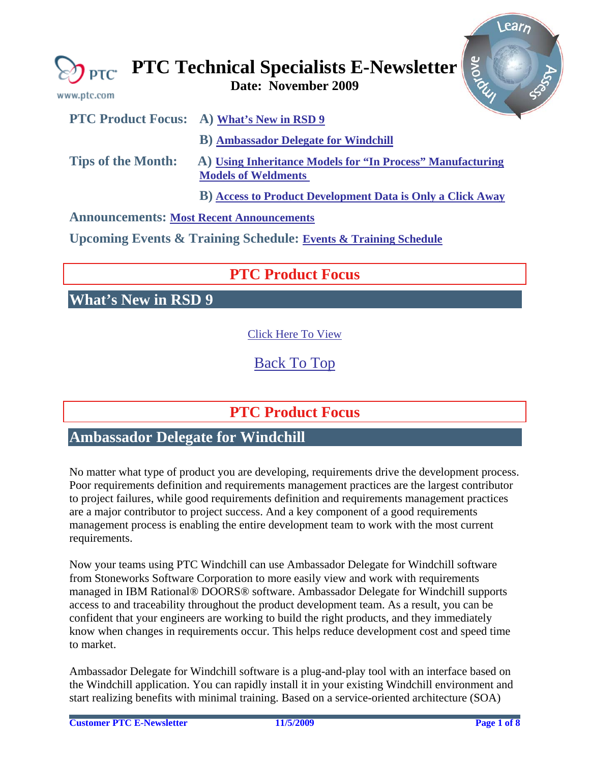# PTC Technical Specialists E-Newsletter

**Date: November 2009**

**PTC Product Focus:** A) What's New in RSD 9

B) Ambassador Delegate for Windchill

**Tips of the Month:** A) Using Inheritance Models for "In Process" Manufacturing Models of Weldments

B) Access to Product Development Data is Only a Click Away

**Announcements:** Most Recent Announcements

**Upcoming Events & Training Schedule:** Events & Training Schedule

## PTC Product Focus

### What's New in RSD 9

Click Here To View

Back To Top

## PTC Product Focus

### Ambassador Delegate for Windchill

No matter what type of product you are developing, requirements drive the development process. Poor requirements definition and requirements management practices are the largest contributor to project failures, while good requirements definition and requirements management practices are a major contributor to project success. And a key component of a good requirements management process is enabling the entire development team to work with the most current requirements.

Now your teams using PTC Windchill can use Ambassador Delegate for Windchill software from Stoneworks Software Corporation to more easily view and work with requirements managed in IBM Rational® DOORS® software. Ambassador Delegate for Windchill supports access to and traceability throughout the product development team. As a result, you can be confident that your engineers are working to build the right products, and they immediately know when changes in requirements occur. This helps reduce development cost and speed time to market.

Ambassador Delegate for Windchill software is a plug-and-play tool with an interface based on the Windchill application. You can rapidly install it in your existing Windchill environment and start realizing benefits with minimal training. Based on a service-oriented architecture (SOA)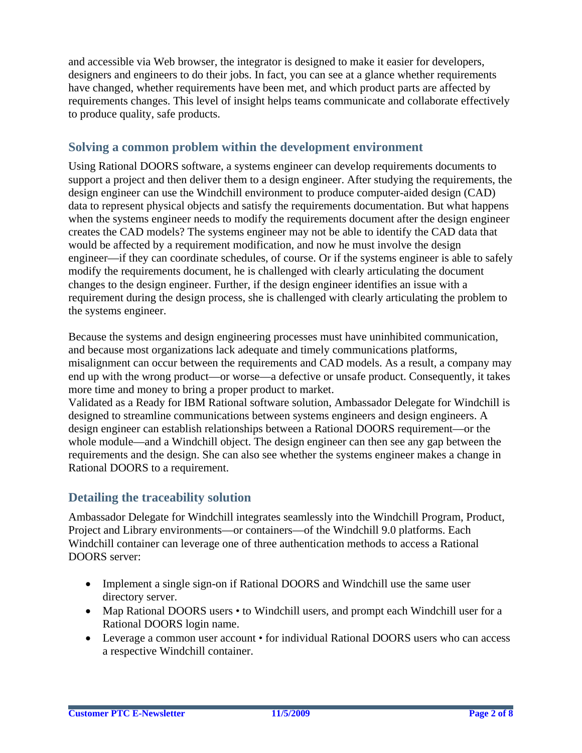and accessible via Web browser, the integrator is designed to make it easier for developers, designers and engineers to do their jobs. In fact, you can see at a glance whether requirements have changed, whether requirements have been met, and which product parts are affected by requirements changes. This level of insight helps teams communicate and collaborate effectively to produce quality, safe products.

## Solving a common problem within the development environment

Using Rational DOORS software, a systems engineer can develop requirements documents to support a project and then deliver them to a design engineer. After studying the requirements, the design engineer can use the Windchill environment to produce computer-aided design (CAD) data to represent physical objects and satisfy the requirements documentation. But what happens when the systems engineer needs to modify the requirements document after the design engineer creates the CAD models? The systems engineer may not be able to identify the CAD data that would be affected by a requirement modification, and now he must involve the design engineer—if they can coordinate schedules, of course. Or if the systems engineer is able to safely modify the requirements document, he is challenged with clearly articulating the document changes to the design engineer. Further, if the design engineer identifies an issue with a requirement during the design process, she is challenged with clearly articulating the problem to the systems engineer.

Because the systems and design engineering processes must have uninhibited communication, and because most organizations lack adequate and timely communications platforms, misalignment can occur between the requirements and CAD models. As a result, a company may end up with the wrong product—or worse—a defective or unsafe product. Consequently, it takes more time and money to bring a proper product to market.

Validated as a Ready for IBM Rational software solution, Ambassador Delegate for Windchill is designed to streamline communications between systems engineers and design engineers. A design engineer can establish relationships between a Rational DOORS requirement—or the whole module—and a Windchill object. The design engineer can then see any gap between the requirements and the design. She can also see whether the systems engineer makes a change in Rational DOORS to a requirement.

## Detailing the traceability solution

Ambassador Delegate for Windchill integrates seamlessly into the Windchill Program, Product, Project and Library environments—or containers—of the Windchill 9.0 platforms. Each Windchill container can leverage one of three authentication methods to access a Rational DOORS server:

- Implement a single sign-on if Rational DOORS and Windchill use the same user directory server.
- Map Rational DOORS users • to Windchill users, and prompt each Windchill user for a Rational DOORS login name.
- Leverage a common user account • for individual Rational DOORS users who can access a respective Windchill container.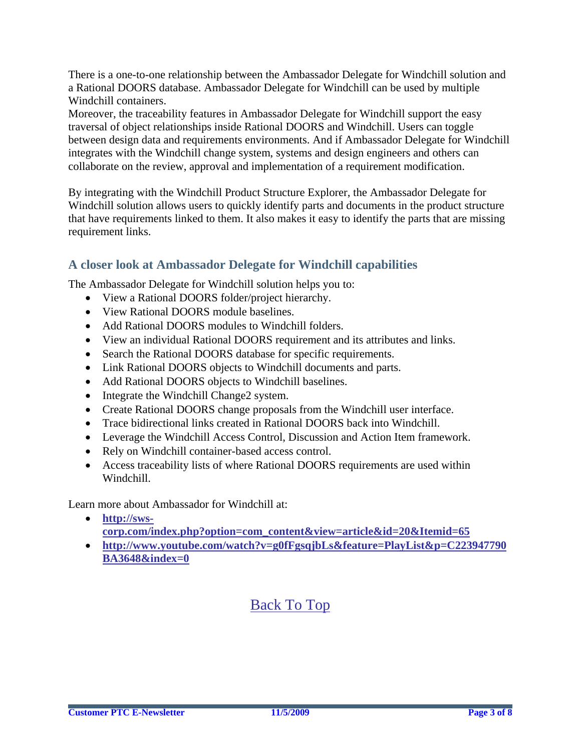There is a one-to-one relationship between the Ambassador Delegate for Windchill solution and a Rational DOORS database. Ambassador Delegate for Windchill can be used by multiple Windchill containers.
Moreover, the traceability features in Ambassador Delegate for Windchill support the easy traversal of object relationships inside Rational DOORS and Windchill. Users can toggle between design data and requirements environments. And if Ambassador Delegate for Windchill integrates with the Windchill change system, systems and design engineers and others can collaborate on the review, approval and implementation of a requirement modification.

By integrating with the Windchill Product Structure Explorer, the Ambassador Delegate for Windchill solution allows users to quickly identify parts and documents in the product structure that have requirements linked to them. It also makes it easy to identify the parts that are missing requirement links.

### A closer look at Ambassador Delegate for Windchill capabilities

The Ambassador Delegate for Windchill solution helps you to:

- View a Rational DOORS folder/project hierarchy.
- View Rational DOORS module baselines.
- Add Rational DOORS modules to Windchill folders.
- View an individual Rational DOORS requirement and its attributes and links.
- Search the Rational DOORS database for specific requirements.
- Link Rational DOORS objects to Windchill documents and parts.
- Add Rational DOORS objects to Windchill baselines.
- Integrate the Windchill Change2 system.
- Create Rational DOORS change proposals from the Windchill user interface.
- Trace bidirectional links created in Rational DOORS back into Windchill.
- Leverage the Windchill Access Control, Discussion and Action Item framework.
- Rely on Windchill container-based access control.
- Access traceability lists of where Rational DOORS requirements are used within Windchill.

Learn more about Ambassador for Windchill at:

- **http://sws-corp.com/index.php?option=com_content&view=article&id=20&Itemid=65**
- **http://www.youtube.com/watch?v=g0fFgsqjbLs&feature=PlayList&p=C223947790BA3648&index=0**

Back To Top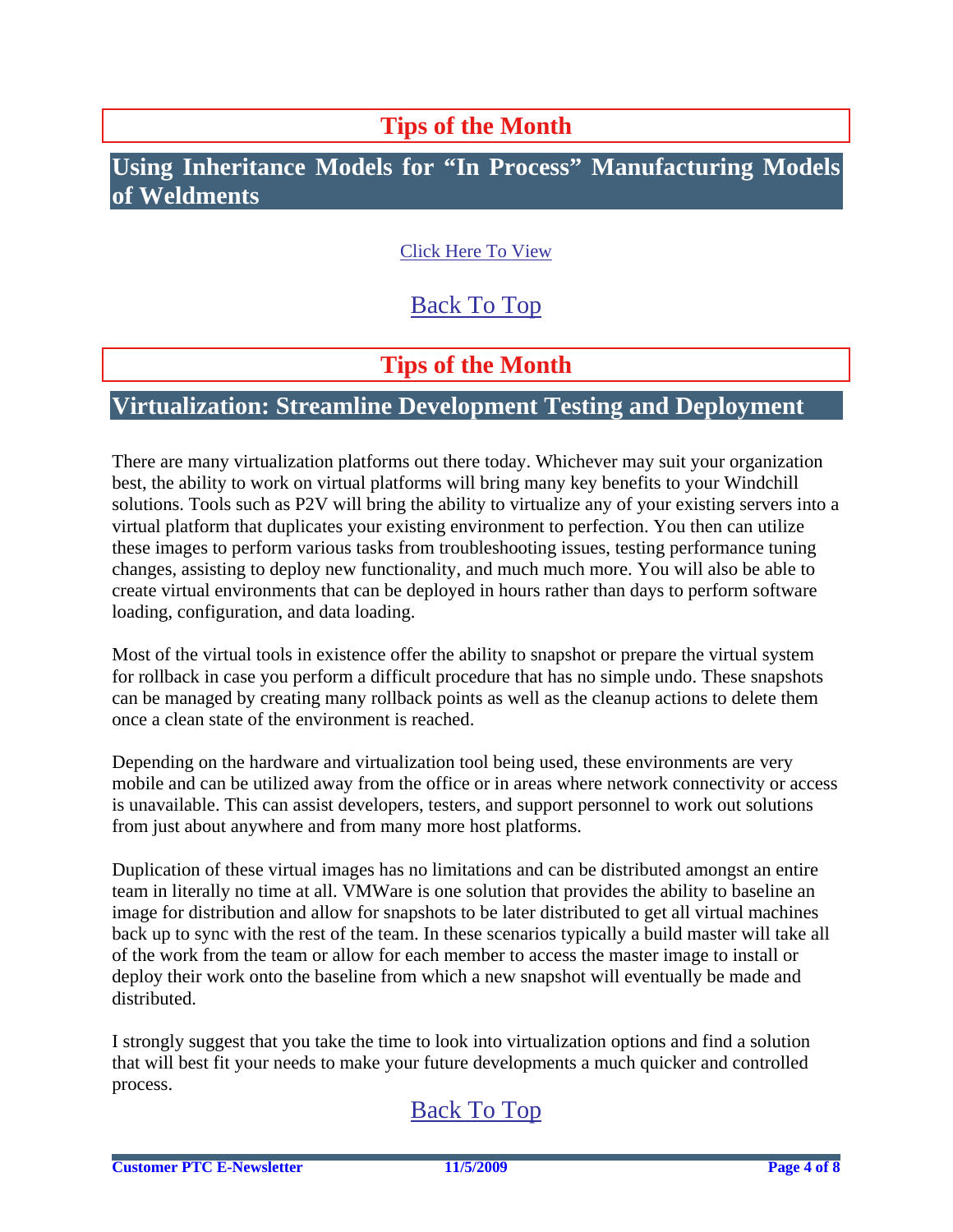## Tips of the Month

### Using Inheritance Models for "In Process" Manufacturing Models of Weldments

Click Here To View

Back To Top

## Tips of the Month

### Virtualization: Streamline Development Testing and Deployment

There are many virtualization platforms out there today. Whichever may suit your organization best, the ability to work on virtual platforms will bring many key benefits to your Windchill solutions. Tools such as P2V will bring the ability to virtualize any of your existing servers into a virtual platform that duplicates your existing environment to perfection. You then can utilize these images to perform various tasks from troubleshooting issues, testing performance tuning changes, assisting to deploy new functionality, and much much more. You will also be able to create virtual environments that can be deployed in hours rather than days to perform software loading, configuration, and data loading.

Most of the virtual tools in existence offer the ability to snapshot or prepare the virtual system for rollback in case you perform a difficult procedure that has no simple undo. These snapshots can be managed by creating many rollback points as well as the cleanup actions to delete them once a clean state of the environment is reached.

Depending on the hardware and virtualization tool being used, these environments are very mobile and can be utilized away from the office or in areas where network connectivity or access is unavailable. This can assist developers, testers, and support personnel to work out solutions from just about anywhere and from many more host platforms.

Duplication of these virtual images has no limitations and can be distributed amongst an entire team in literally no time at all. VMWare is one solution that provides the ability to baseline an image for distribution and allow for snapshots to be later distributed to get all virtual machines back up to sync with the rest of the team. In these scenarios typically a build master will take all of the work from the team or allow for each member to access the master image to install or deploy their work onto the baseline from which a new snapshot will eventually be made and distributed.

I strongly suggest that you take the time to look into virtualization options and find a solution that will best fit your needs to make your future developments a much quicker and controlled process.

Back To Top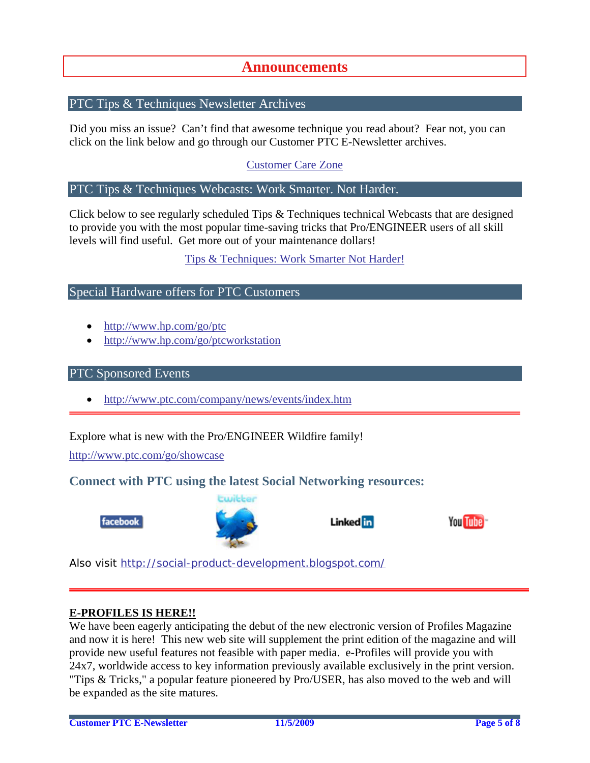# Announcements

## PTC Tips & Techniques Newsletter Archives

Did you miss an issue? Can't find that awesome technique you read about? Fear not, you can click on the link below and go through our Customer PTC E-Newsletter archives.

Customer Care Zone

## PTC Tips & Techniques Webcasts: Work Smarter. Not Harder.

Click below to see regularly scheduled Tips & Techniques technical Webcasts that are designed to provide you with the most popular time-saving tricks that Pro/ENGINEER users of all skill levels will find useful. Get more out of your maintenance dollars!

Tips & Techniques: Work Smarter Not Harder!

## Special Hardware offers for PTC Customers

- http://www.hp.com/go/ptc
- http://www.hp.com/go/ptcworkstation

## PTC Sponsored Events

- http://www.ptc.com/company/news/events/index.htm

---

Explore what is new with the Pro/ENGINEER Wildfire family!

http://www.ptc.com/go/showcase

### Connect with PTC using the latest Social Networking resources:

facebook | twitter | LinkedIn | YouTube

Also visit http://social-product-development.blogspot.com/

---

**E-PROFILES IS HERE!!**

We have been eagerly anticipating the debut of the new electronic version of Profiles Magazine and now it is here! This new web site will supplement the print edition of the magazine and will provide new useful features not feasible with paper media. e-Profiles will provide you with 24x7, worldwide access to key information previously available exclusively in the print version. "Tips & Tricks," a popular feature pioneered by Pro/USER, has also moved to the web and will be expanded as the site matures.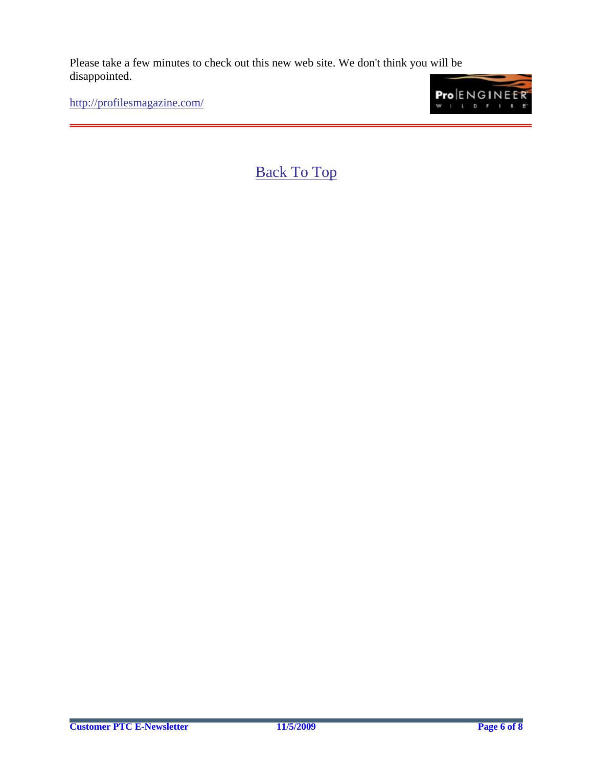Please take a few minutes to check out this new web site. We don't think you will be disappointed.

http://profilesmagazine.com/

---

Back To Top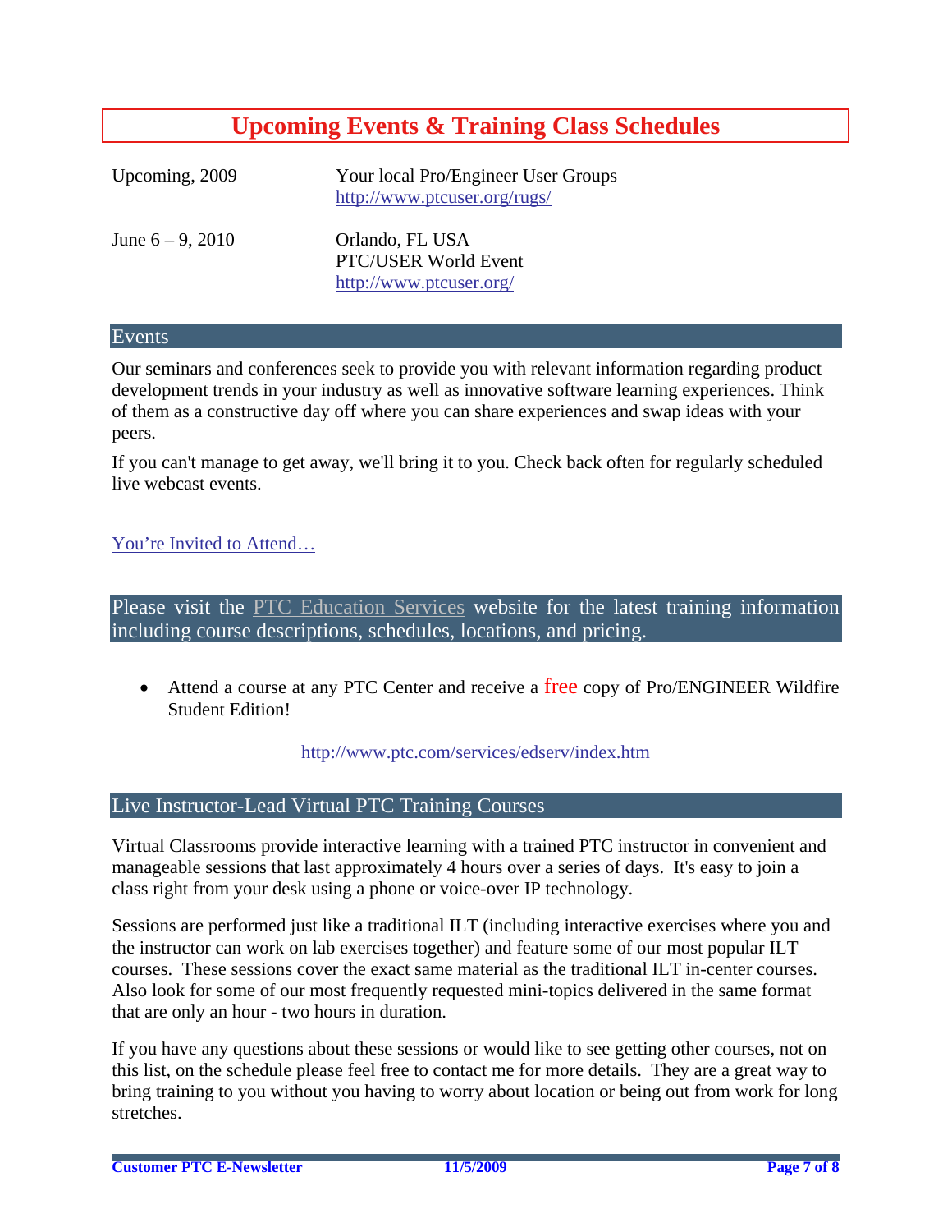# Upcoming Events & Training Class Schedules

| | |
|---|---|
| Upcoming, 2009 | Your local Pro/Engineer User Groups<br>http://www.ptcuser.org/rugs/ |
| June 6 – 9, 2010 | Orlando, FL USA<br>PTC/USER World Event<br>http://www.ptcuser.org/ |

## Events

Our seminars and conferences seek to provide you with relevant information regarding product development trends in your industry as well as innovative software learning experiences. Think of them as a constructive day off where you can share experiences and swap ideas with your peers.

If you can't manage to get away, we'll bring it to you. Check back often for regularly scheduled live webcast events.

You're Invited to Attend…

## Please visit the PTC Education Services website for the latest training information including course descriptions, schedules, locations, and pricing.

- Attend a course at any PTC Center and receive a free copy of Pro/ENGINEER Wildfire Student Edition!

http://www.ptc.com/services/edserv/index.htm

## Live Instructor-Lead Virtual PTC Training Courses

Virtual Classrooms provide interactive learning with a trained PTC instructor in convenient and manageable sessions that last approximately 4 hours over a series of days. It's easy to join a class right from your desk using a phone or voice-over IP technology.

Sessions are performed just like a traditional ILT (including interactive exercises where you and the instructor can work on lab exercises together) and feature some of our most popular ILT courses. These sessions cover the exact same material as the traditional ILT in-center courses. Also look for some of our most frequently requested mini-topics delivered in the same format that are only an hour - two hours in duration.

If you have any questions about these sessions or would like to see getting other courses, not on this list, on the schedule please feel free to contact me for more details. They are a great way to bring training to you without you having to worry about location or being out from work for long stretches.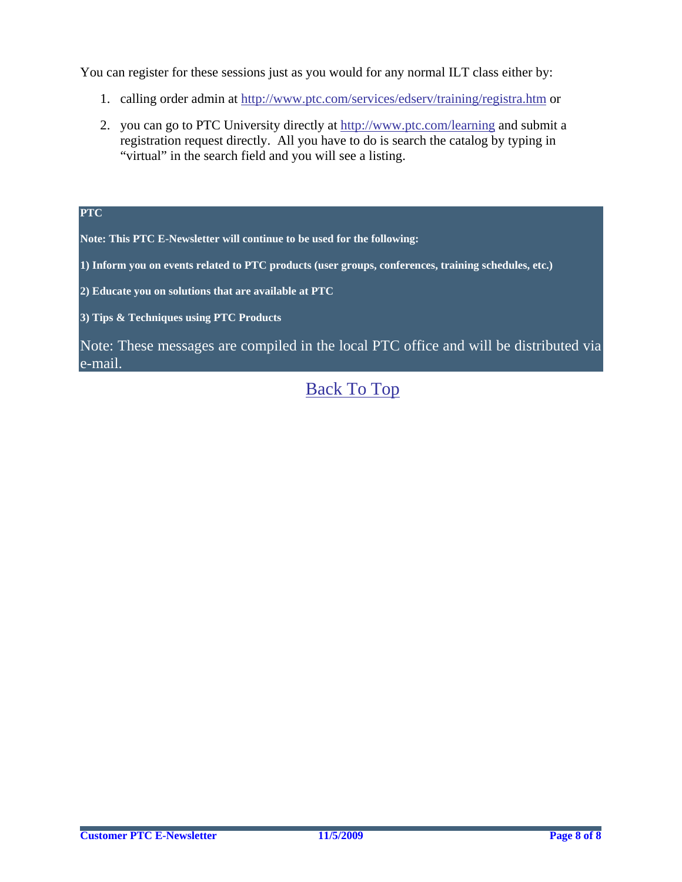You can register for these sessions just as you would for any normal ILT class either by:

1. calling order admin at http://www.ptc.com/services/edserv/training/registra.htm or
2. you can go to PTC University directly at http://www.ptc.com/learning and submit a registration request directly. All you have to do is search the catalog by typing in "virtual" in the search field and you will see a listing.

**PTC**

**Note: This PTC E-Newsletter will continue to be used for the following:**

**1) Inform you on events related to PTC products (user groups, conferences, training schedules, etc.)**

**2) Educate you on solutions that are available at PTC**

**3) Tips & Techniques using PTC Products**

Note: These messages are compiled in the local PTC office and will be distributed via e-mail.

Back To Top